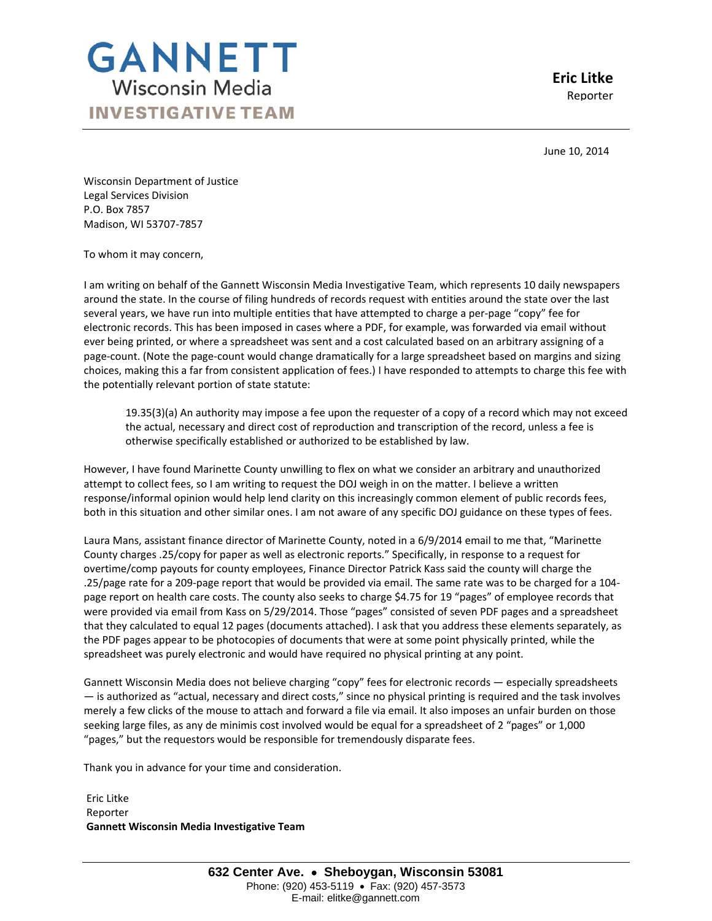# GANNETT
Wisconsin Media
**INVESTIGATIVE TEAM**

**Eric Litke**
Reporter

June 10, 2014

Wisconsin Department of Justice
Legal Services Division
P.O. Box 7857
Madison, WI 53707-7857

To whom it may concern,

I am writing on behalf of the Gannett Wisconsin Media Investigative Team, which represents 10 daily newspapers around the state. In the course of filing hundreds of records request with entities around the state over the last several years, we have run into multiple entities that have attempted to charge a per-page "copy" fee for electronic records. This has been imposed in cases where a PDF, for example, was forwarded via email without ever being printed, or where a spreadsheet was sent and a cost calculated based on an arbitrary assigning of a page-count. (Note the page-count would change dramatically for a large spreadsheet based on margins and sizing choices, making this a far from consistent application of fees.) I have responded to attempts to charge this fee with the potentially relevant portion of state statute:

> 19.35(3)(a) An authority may impose a fee upon the requester of a copy of a record which may not exceed the actual, necessary and direct cost of reproduction and transcription of the record, unless a fee is otherwise specifically established or authorized to be established by law.

However, I have found Marinette County unwilling to flex on what we consider an arbitrary and unauthorized attempt to collect fees, so I am writing to request the DOJ weigh in on the matter. I believe a written response/informal opinion would help lend clarity on this increasingly common element of public records fees, both in this situation and other similar ones. I am not aware of any specific DOJ guidance on these types of fees.

Laura Mans, assistant finance director of Marinette County, noted in a 6/9/2014 email to me that, "Marinette County charges .25/copy for paper as well as electronic reports." Specifically, in response to a request for overtime/comp payouts for county employees, Finance Director Patrick Kass said the county will charge the .25/page rate for a 209-page report that would be provided via email. The same rate was to be charged for a 104-page report on health care costs. The county also seeks to charge $4.75 for 19 "pages" of employee records that were provided via email from Kass on 5/29/2014. Those "pages" consisted of seven PDF pages and a spreadsheet that they calculated to equal 12 pages (documents attached). I ask that you address these elements separately, as the PDF pages appear to be photocopies of documents that were at some point physically printed, while the spreadsheet was purely electronic and would have required no physical printing at any point.

Gannett Wisconsin Media does not believe charging "copy" fees for electronic records — especially spreadsheets — is authorized as "actual, necessary and direct costs," since no physical printing is required and the task involves merely a few clicks of the mouse to attach and forward a file via email. It also imposes an unfair burden on those seeking large files, as any de minimis cost involved would be equal for a spreadsheet of 2 "pages" or 1,000 "pages," but the requestors would be responsible for tremendously disparate fees.

Thank you in advance for your time and consideration.

Eric Litke
Reporter
**Gannett Wisconsin Media Investigative Team**

**632 Center Ave. • Sheboygan, Wisconsin 53081**
Phone: (920) 453-5119 • Fax: (920) 457-3573
E-mail: elitke@gannett.com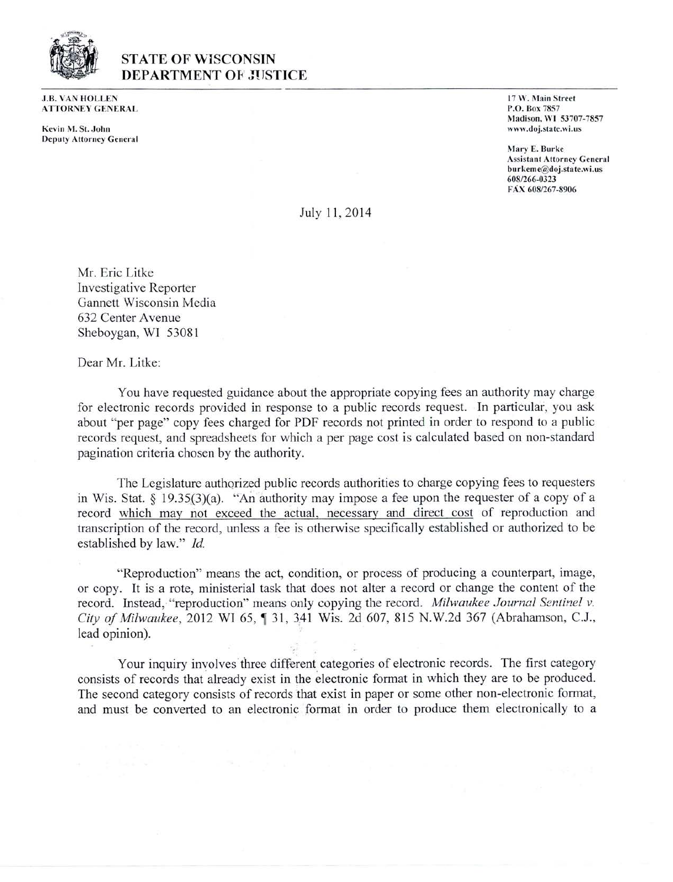**STATE OF WISCONSIN**
**DEPARTMENT OF JUSTICE**

J.B. VAN HOLLEN
ATTORNEY GENERAL

Kevin M. St. John
Deputy Attorney General

17 W. Main Street
P.O. Box 7857
Madison, WI 53707-7857
www.doj.state.wi.us

Mary E. Burke
Assistant Attorney General
burkeme@doj.state.wi.us
608/266-0323
FAX 608/267-8906

July 11, 2014

Mr. Eric Litke
Investigative Reporter
Gannett Wisconsin Media
632 Center Avenue
Sheboygan, WI 53081

Dear Mr. Litke:

You have requested guidance about the appropriate copying fees an authority may charge for electronic records provided in response to a public records request. In particular, you ask about "per page" copy fees charged for PDF records not printed in order to respond to a public records request, and spreadsheets for which a per page cost is calculated based on non-standard pagination criteria chosen by the authority.

The Legislature authorized public records authorities to charge copying fees to requesters in Wis. Stat. § 19.35(3)(a). "An authority may impose a fee upon the requester of a copy of a record which may not exceed the actual, necessary and direct cost of reproduction and transcription of the record, unless a fee is otherwise specifically established or authorized to be established by law." *Id.*

"Reproduction" means the act, condition, or process of producing a counterpart, image, or copy. It is a rote, ministerial task that does not alter a record or change the content of the record. Instead, "reproduction" means only copying the record. *Milwaukee Journal Sentinel v. City of Milwaukee*, 2012 WI 65, ¶ 31, 341 Wis. 2d 607, 815 N.W.2d 367 (Abrahamson, C.J., lead opinion).

Your inquiry involves three different categories of electronic records. The first category consists of records that already exist in the electronic format in which they are to be produced. The second category consists of records that exist in paper or some other non-electronic format, and must be converted to an electronic format in order to produce them electronically to a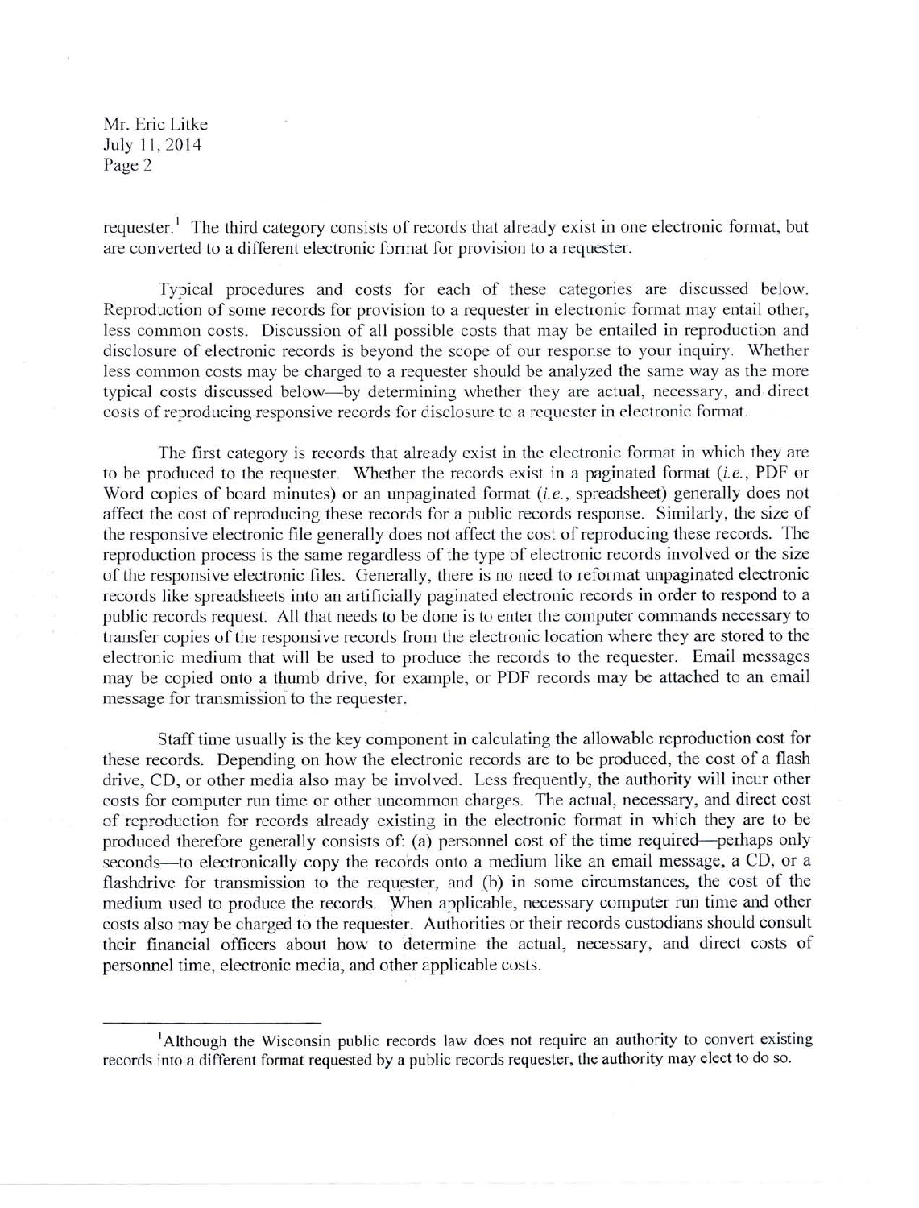requester.[1] The third category consists of records that already exist in one electronic format, but are converted to a different electronic format for provision to a requester.

Typical procedures and costs for each of these categories are discussed below. Reproduction of some records for provision to a requester in electronic format may entail other, less common costs. Discussion of all possible costs that may be entailed in reproduction and disclosure of electronic records is beyond the scope of our response to your inquiry. Whether less common costs may be charged to a requester should be analyzed the same way as the more typical costs discussed below—by determining whether they are actual, necessary, and direct costs of reproducing responsive records for disclosure to a requester in electronic format.

The first category is records that already exist in the electronic format in which they are to be produced to the requester. Whether the records exist in a paginated format (*i.e.*, PDF or Word copies of board minutes) or an unpaginated format (*i.e.*, spreadsheet) generally does not affect the cost of reproducing these records for a public records response. Similarly, the size of the responsive electronic file generally does not affect the cost of reproducing these records. The reproduction process is the same regardless of the type of electronic records involved or the size of the responsive electronic files. Generally, there is no need to reformat unpaginated electronic records like spreadsheets into an artificially paginated electronic records in order to respond to a public records request. All that needs to be done is to enter the computer commands necessary to transfer copies of the responsive records from the electronic location where they are stored to the electronic medium that will be used to produce the records to the requester. Email messages may be copied onto a thumb drive, for example, or PDF records may be attached to an email message for transmission to the requester.

Staff time usually is the key component in calculating the allowable reproduction cost for these records. Depending on how the electronic records are to be produced, the cost of a flash drive, CD, or other media also may be involved. Less frequently, the authority will incur other costs for computer run time or other uncommon charges. The actual, necessary, and direct cost of reproduction for records already existing in the electronic format in which they are to be produced therefore generally consists of: (a) personnel cost of the time required—perhaps only seconds—to electronically copy the records onto a medium like an email message, a CD, or a flashdrive for transmission to the requester, and (b) in some circumstances, the cost of the medium used to produce the records. When applicable, necessary computer run time and other costs also may be charged to the requester. Authorities or their records custodians should consult their financial officers about how to determine the actual, necessary, and direct costs of personnel time, electronic media, and other applicable costs.

---

[1] Although the Wisconsin public records law does not require an authority to convert existing records into a different format requested by a public records requester, the authority may elect to do so.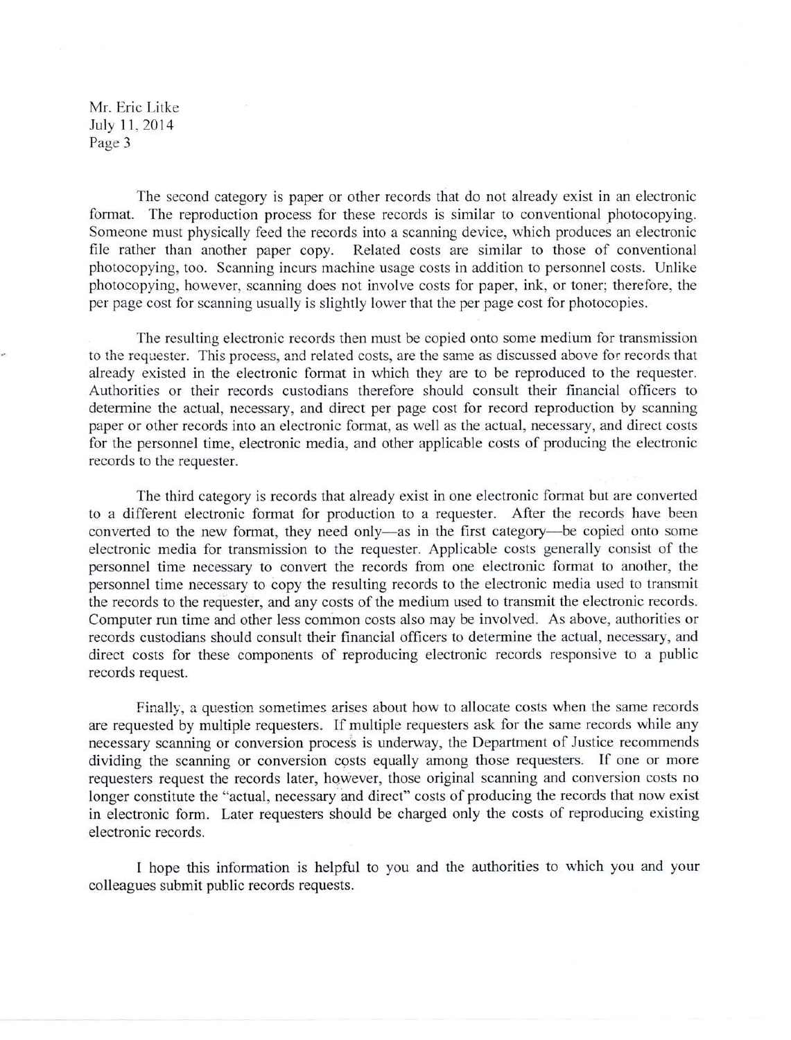The second category is paper or other records that do not already exist in an electronic format. The reproduction process for these records is similar to conventional photocopying. Someone must physically feed the records into a scanning device, which produces an electronic file rather than another paper copy. Related costs are similar to those of conventional photocopying, too. Scanning incurs machine usage costs in addition to personnel costs. Unlike photocopying, however, scanning does not involve costs for paper, ink, or toner; therefore, the per page cost for scanning usually is slightly lower that the per page cost for photocopies.

The resulting electronic records then must be copied onto some medium for transmission to the requester. This process, and related costs, are the same as discussed above for records that already existed in the electronic format in which they are to be reproduced to the requester. Authorities or their records custodians therefore should consult their financial officers to determine the actual, necessary, and direct per page cost for record reproduction by scanning paper or other records into an electronic format, as well as the actual, necessary, and direct costs for the personnel time, electronic media, and other applicable costs of producing the electronic records to the requester.

The third category is records that already exist in one electronic format but are converted to a different electronic format for production to a requester. After the records have been converted to the new format, they need only—as in the first category—be copied onto some electronic media for transmission to the requester. Applicable costs generally consist of the personnel time necessary to convert the records from one electronic format to another, the personnel time necessary to copy the resulting records to the electronic media used to transmit the records to the requester, and any costs of the medium used to transmit the electronic records. Computer run time and other less common costs also may be involved. As above, authorities or records custodians should consult their financial officers to determine the actual, necessary, and direct costs for these components of reproducing electronic records responsive to a public records request.

Finally, a question sometimes arises about how to allocate costs when the same records are requested by multiple requesters. If multiple requesters ask for the same records while any necessary scanning or conversion process is underway, the Department of Justice recommends dividing the scanning or conversion costs equally among those requesters. If one or more requesters request the records later, however, those original scanning and conversion costs no longer constitute the "actual, necessary and direct" costs of producing the records that now exist in electronic form. Later requesters should be charged only the costs of reproducing existing electronic records.

I hope this information is helpful to you and the authorities to which you and your colleagues submit public records requests.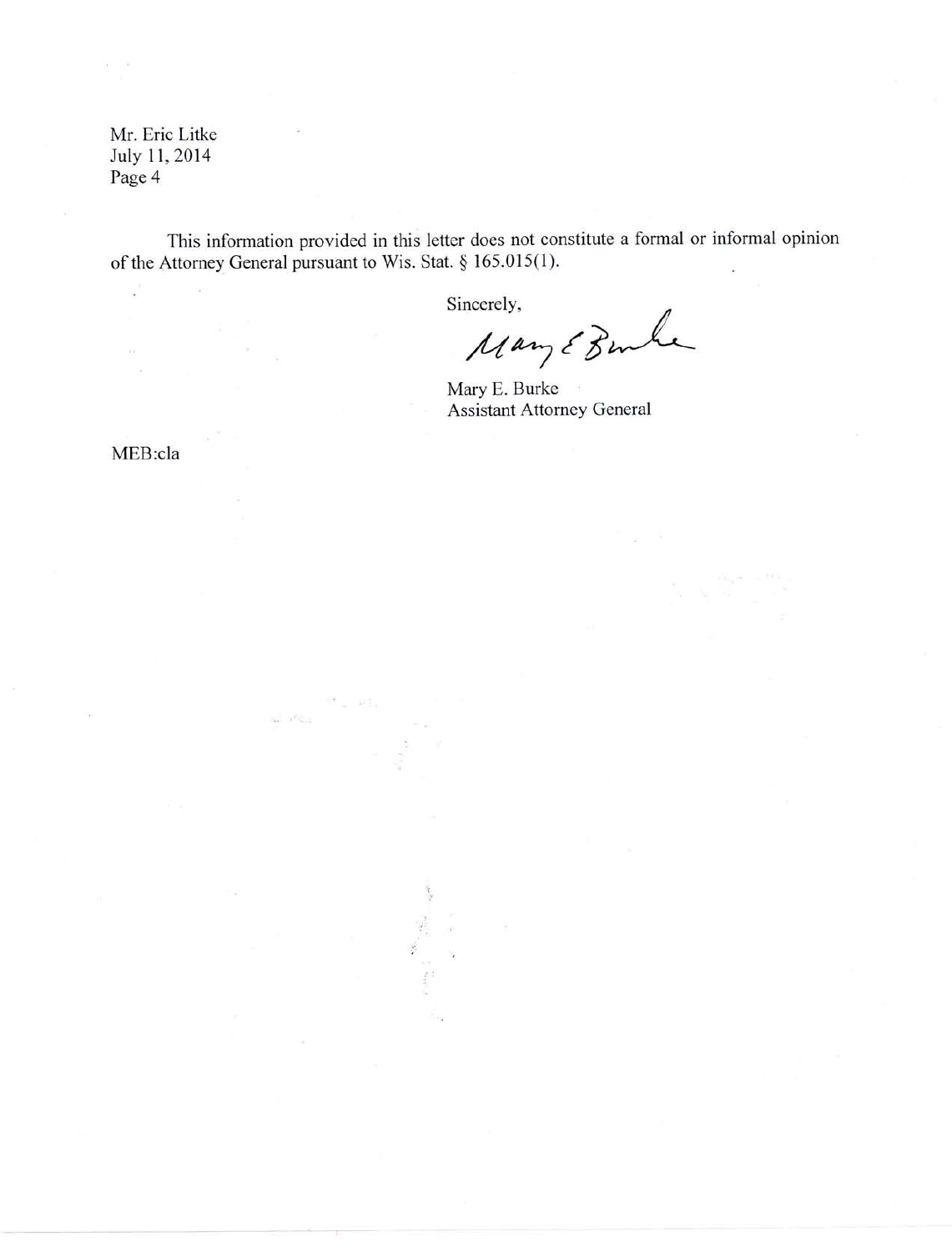Mr. Eric Litke
July 11, 2014

This information provided in this letter does not constitute a formal or informal opinion of the Attorney General pursuant to Wis. Stat. § 165.015(1).

Sincerely,

Mary E Burke

Mary E. Burke
Assistant Attorney General

MEB:cla